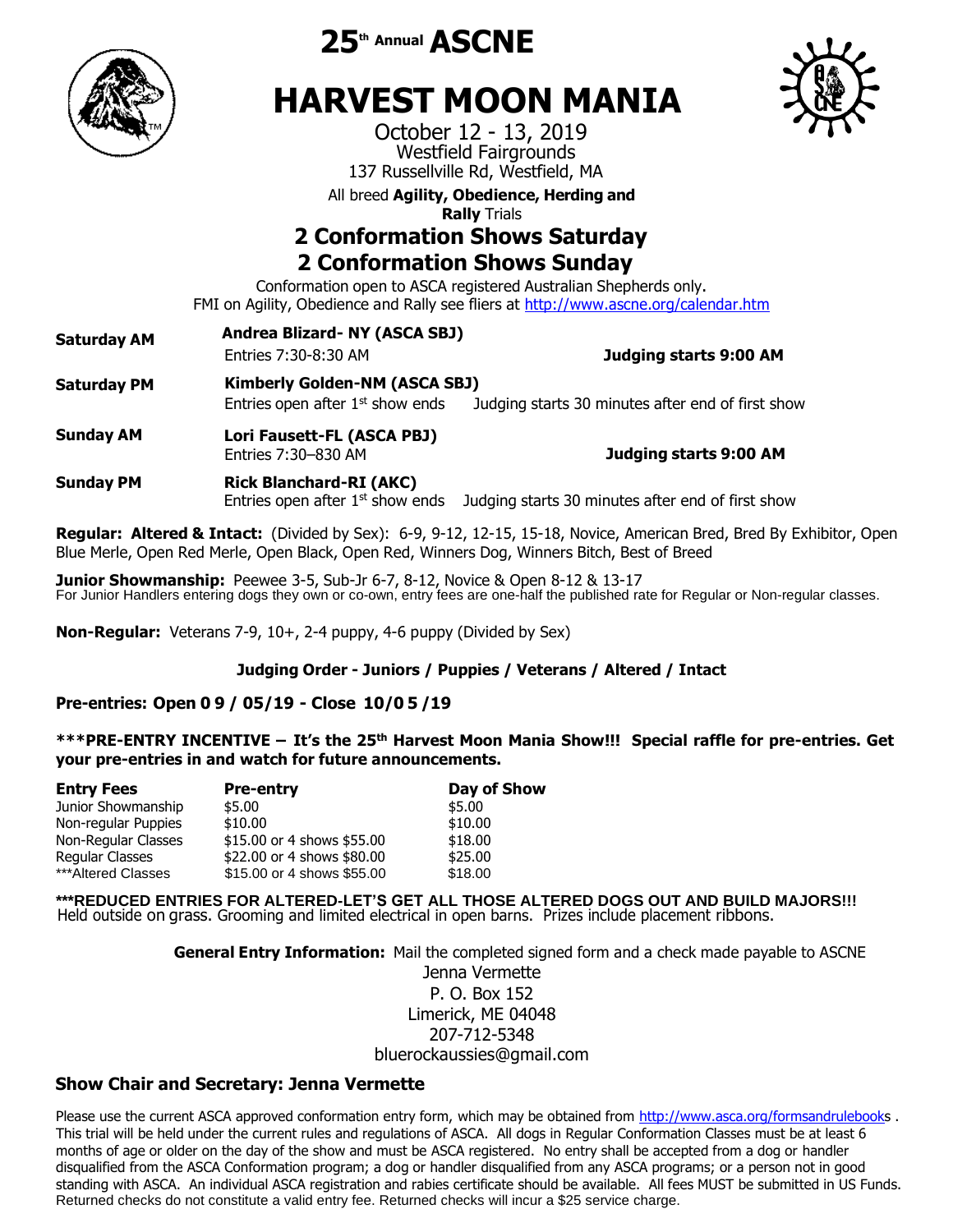# 25th Annual ASCNE

# HARVEST MOON MANIA

October 12 - 13, 2019
Westfield Fairgrounds
137 Russellville Rd, Westfield, MA

All breed **Agility, Obedience, Herding and Rally** Trials

## 2 Conformation Shows Saturday
## 2 Conformation Shows Sunday

Conformation open to ASCA registered Australian Shepherds only.
FMI on Agility, Obedience and Rally see fliers at http://www.ascne.org/calendar.htm

| | | |
|---|---|---|
| **Saturday AM** | **Andrea Blizard- NY (ASCA SBJ)**<br>Entries 7:30-8:30 AM | **Judging starts 9:00 AM** |
| **Saturday PM** | **Kimberly Golden-NM (ASCA SBJ)**<br>Entries open after 1st show ends | Judging starts 30 minutes after end of first show |
| **Sunday AM** | **Lori Fausett-FL (ASCA PBJ)**<br>Entries 7:30–830 AM | **Judging starts 9:00 AM** |
| **Sunday PM** | **Rick Blanchard-RI (AKC)**<br>Entries open after 1st show ends | Judging starts 30 minutes after end of first show |

**Regular: Altered & Intact:** (Divided by Sex): 6-9, 9-12, 12-15, 15-18, Novice, American Bred, Bred By Exhibitor, Open Blue Merle, Open Red Merle, Open Black, Open Red, Winners Dog, Winners Bitch, Best of Breed

**Junior Showmanship:** Peewee 3-5, Sub-Jr 6-7, 8-12, Novice & Open 8-12 & 13-17
For Junior Handlers entering dogs they own or co-own, entry fees are one-half the published rate for Regular or Non-regular classes.

**Non-Regular:** Veterans 7-9, 10+, 2-4 puppy, 4-6 puppy (Divided by Sex)

**Judging Order - Juniors / Puppies / Veterans / Altered / Intact**

**Pre-entries: Open 09/05/19 - Close 10/05/19**

**\*\*\*PRE-ENTRY INCENTIVE – It's the 25th Harvest Moon Mania Show!!! Special raffle for pre-entries. Get your pre-entries in and watch for future announcements.**

| **Entry Fees** | **Pre-entry** | **Day of Show** |
|---|---|---|
| Junior Showmanship | $5.00 | $5.00 |
| Non-regular Puppies | $10.00 | $10.00 |
| Non-Regular Classes | $15.00 or 4 shows $55.00 | $18.00 |
| Regular Classes | $22.00 or 4 shows $80.00 | $25.00 |
| ***Altered Classes | $15.00 or 4 shows $55.00 | $18.00 |

**\*\*\*REDUCED ENTRIES FOR ALTERED-LET'S GET ALL THOSE ALTERED DOGS OUT AND BUILD MAJORS!!!**
Held outside on grass. Grooming and limited electrical in open barns. Prizes include placement ribbons.

**General Entry Information:** Mail the completed signed form and a check made payable to ASCNE
Jenna Vermette
P. O. Box 152
Limerick, ME 04048
207-712-5348
bluerockaussies@gmail.com

**Show Chair and Secretary: Jenna Vermette**

Please use the current ASCA approved conformation entry form, which may be obtained from http://www.asca.org/formsandrulebooks . This trial will be held under the current rules and regulations of ASCA. All dogs in Regular Conformation Classes must be at least 6 months of age or older on the day of the show and must be ASCA registered. No entry shall be accepted from a dog or handler disqualified from the ASCA Conformation program; a dog or handler disqualified from any ASCA programs; or a person not in good standing with ASCA. An individual ASCA registration and rabies certificate should be available. All fees MUST be submitted in US Funds. Returned checks do not constitute a valid entry fee. Returned checks will incur a $25 service charge.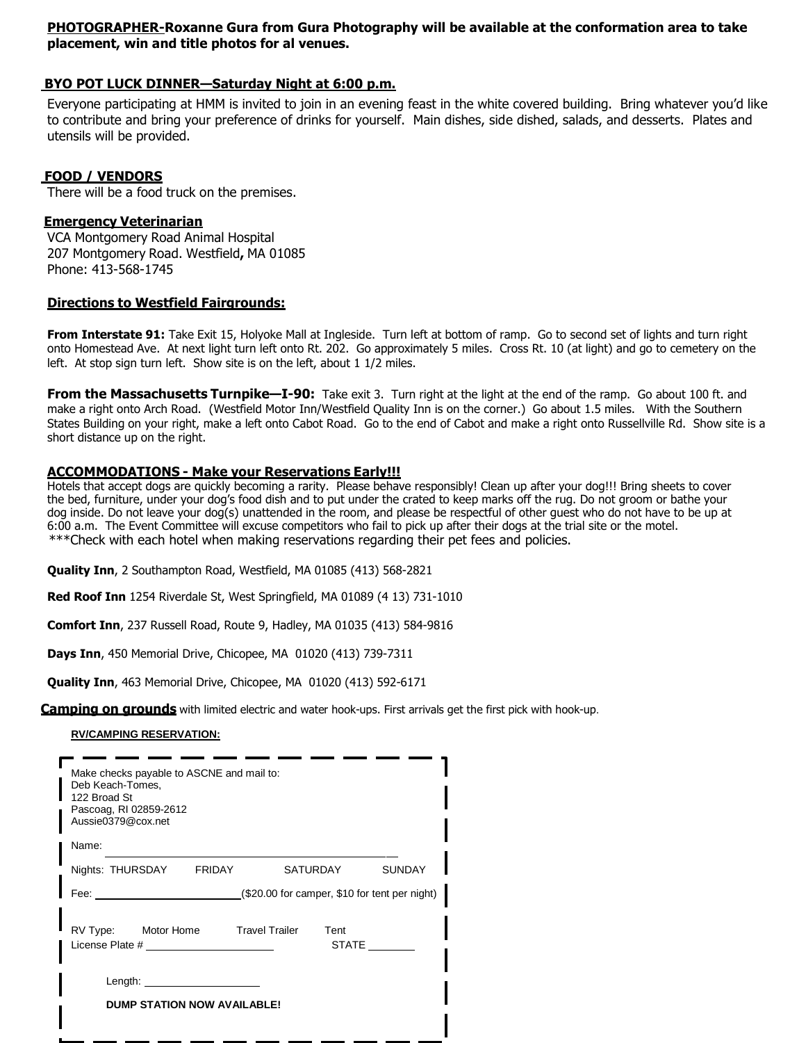**PHOTOGRAPHER-Roxanne Gura from Gura Photography will be available at the conformation area to take placement, win and title photos for al venues.**

## BYO POT LUCK DINNER—Saturday Night at 6:00 p.m.

Everyone participating at HMM is invited to join in an evening feast in the white covered building. Bring whatever you'd like to contribute and bring your preference of drinks for yourself. Main dishes, side dished, salads, and desserts. Plates and utensils will be provided.

## FOOD / VENDORS

There will be a food truck on the premises.

## Emergency Veterinarian

VCA Montgomery Road Animal Hospital
207 Montgomery Road. Westfield**,** MA 01085
Phone: 413-568-1745

## Directions to Westfield Fairgrounds:

**From Interstate 91:** Take Exit 15, Holyoke Mall at Ingleside. Turn left at bottom of ramp. Go to second set of lights and turn right onto Homestead Ave. At next light turn left onto Rt. 202. Go approximately 5 miles. Cross Rt. 10 (at light) and go to cemetery on the left. At stop sign turn left. Show site is on the left, about 1 1/2 miles.

**From the Massachusetts Turnpike—I-90:** Take exit 3. Turn right at the light at the end of the ramp. Go about 100 ft. and make a right onto Arch Road. (Westfield Motor Inn/Westfield Quality Inn is on the corner.) Go about 1.5 miles. With the Southern States Building on your right, make a left onto Cabot Road. Go to the end of Cabot and make a right onto Russellville Rd. Show site is a short distance up on the right.

## ACCOMMODATIONS - Make your Reservations Early!!!

Hotels that accept dogs are quickly becoming a rarity. Please behave responsibly! Clean up after your dog!!! Bring sheets to cover the bed, furniture, under your dog's food dish and to put under the crated to keep marks off the rug. Do not groom or bathe your dog inside. Do not leave your dog(s) unattended in the room, and please be respectful of other guest who do not have to be up at 6:00 a.m. The Event Committee will excuse competitors who fail to pick up after their dogs at the trial site or the motel.
***Check with each hotel when making reservations regarding their pet fees and policies.

**Quality Inn**, 2 Southampton Road, Westfield, MA 01085 (413) 568-2821

**Red Roof Inn** 1254 Riverdale St, West Springfield, MA 01089 (4 13) 731-1010

**Comfort Inn**, 237 Russell Road, Route 9, Hadley, MA 01035 (413) 584-9816

**Days Inn**, 450 Memorial Drive, Chicopee, MA 01020 (413) 739-7311

**Quality Inn**, 463 Memorial Drive, Chicopee, MA 01020 (413) 592-6171

**Camping on grounds** with limited electric and water hook-ups. First arrivals get the first pick with hook-up.

**RV/CAMPING RESERVATION:**

Make checks payable to ASCNE and mail to:
Deb Keach-Tomes,
122 Broad St
Pascoag, RI 02859-2612
Aussie0379@cox.net

Name: ____________________________________________

Nights: THURSDAY FRIDAY SATURDAY SUNDAY

Fee: ______________________ ($20.00 for camper, $10 for tent per night)

RV Type: Motor Home Travel Trailer Tent
License Plate # ____________________ STATE ________

Length: __________________

**DUMP STATION NOW AVAILABLE!**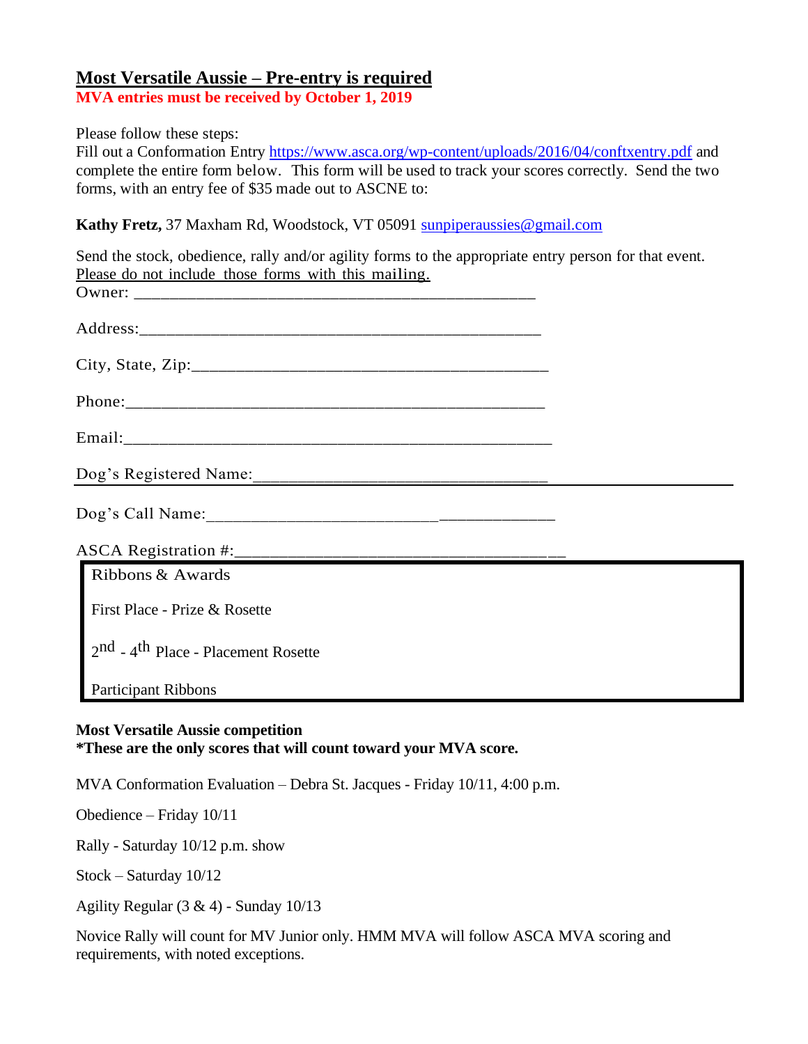## Most Versatile Aussie – Pre-entry is required

**MVA entries must be received by October 1, 2019**

Please follow these steps:

Fill out a Conformation Entry https://www.asca.org/wp-content/uploads/2016/04/conftxentry.pdf and complete the entire form below. This form will be used to track your scores correctly. Send the two forms, with an entry fee of $35 made out to ASCNE to:

**Kathy Fretz,** 37 Maxham Rd, Woodstock, VT 05091 sunpiperaussies@gmail.com

Send the stock, obedience, rally and/or agility forms to the appropriate entry person for that event. Please do not include those forms with this mailing.

Owner: ________________________________________________

Address:_______________________________________________

City, State, Zip:_________________________________________

Phone:________________________________________________

Email:________________________________________________

Dog's Registered Name:___________________________________

Dog's Call Name:________________________________________

ASCA Registration #:_____________________________________

| Ribbons & Awards |
|---|
| First Place - Prize & Rosette |
| 2nd - 4th Place - Placement Rosette |
| Participant Ribbons |

**Most Versatile Aussie competition**
**\*These are the only scores that will count toward your MVA score.**

MVA Conformation Evaluation – Debra St. Jacques - Friday 10/11, 4:00 p.m.

Obedience – Friday 10/11

Rally - Saturday 10/12 p.m. show

Stock – Saturday 10/12

Agility Regular (3 & 4) - Sunday 10/13

Novice Rally will count for MV Junior only. HMM MVA will follow ASCA MVA scoring and requirements, with noted exceptions.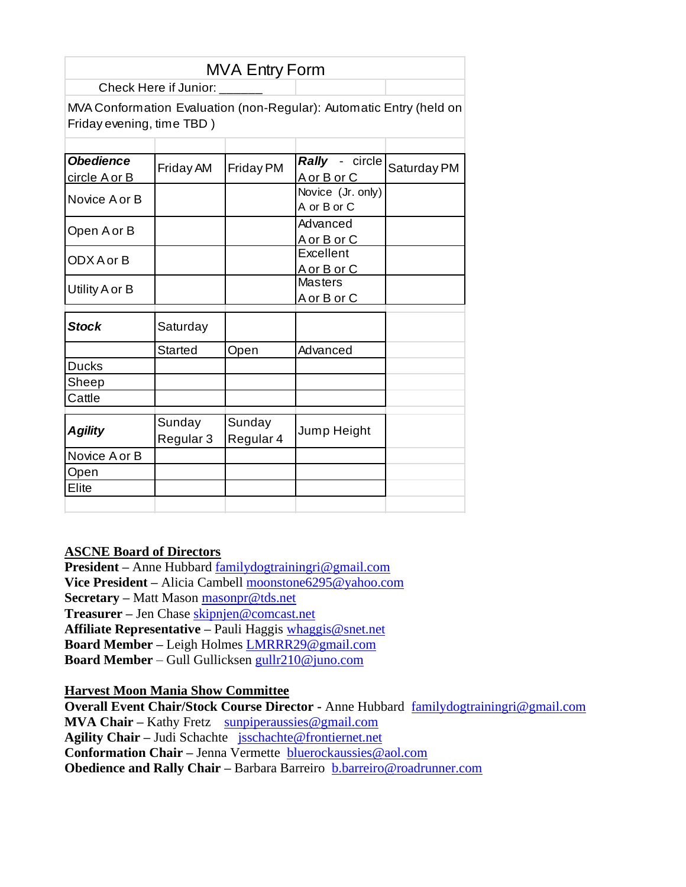# MVA Entry Form

Check Here if Junior: ______

MVA Conformation Evaluation (non-Regular): Automatic Entry (held on Friday evening, time TBD )

| | | | | |
|---|---|---|---|---|
| ***Obedience*** circle A or B | Friday AM | Friday PM | ***Rally*** - circle A or B or C | Saturday PM |
| Novice A or B | | | Novice (Jr. only) A or B or C | |
| Open A or B | | | Advanced A or B or C | |
| ODX A or B | | | Excellent A or B or C | |
| Utility A or B | | | Masters A or B or C | |

| | | | |
|---|---|---|---|
| ***Stock*** | Saturday | | |
| | Started | Open | Advanced |
| Ducks | | | |
| Sheep | | | |
| Cattle | | | |

| | | | |
|---|---|---|---|
| ***Agility*** | Sunday Regular 3 | Sunday Regular 4 | Jump Height |
| Novice A or B | | | |
| Open | | | |
| Elite | | | |

**ASCNE Board of Directors**

**President** – Anne Hubbard familydogtrainingri@gmail.com
**Vice President** – Alicia Cambell moonstone6295@yahoo.com
**Secretary** – Matt Mason masonpr@tds.net
**Treasurer** – Jen Chase skipnjen@comcast.net
**Affiliate Representative** – Pauli Haggis whaggis@snet.net
**Board Member** – Leigh Holmes LMRRR29@gmail.com
**Board Member** – Gull Gullicksen gullr210@juno.com

**Harvest Moon Mania Show Committee**

**Overall Event Chair/Stock Course Director -** Anne Hubbard familydogtrainingri@gmail.com
**MVA Chair** – Kathy Fretz sunpiperaussies@gmail.com
**Agility Chair** – Judi Schachte jsschachte@frontiernet.net
**Conformation Chair** – Jenna Vermette bluerockaussies@aol.com
**Obedience and Rally Chair** – Barbara Barreiro b.barreiro@roadrunner.com